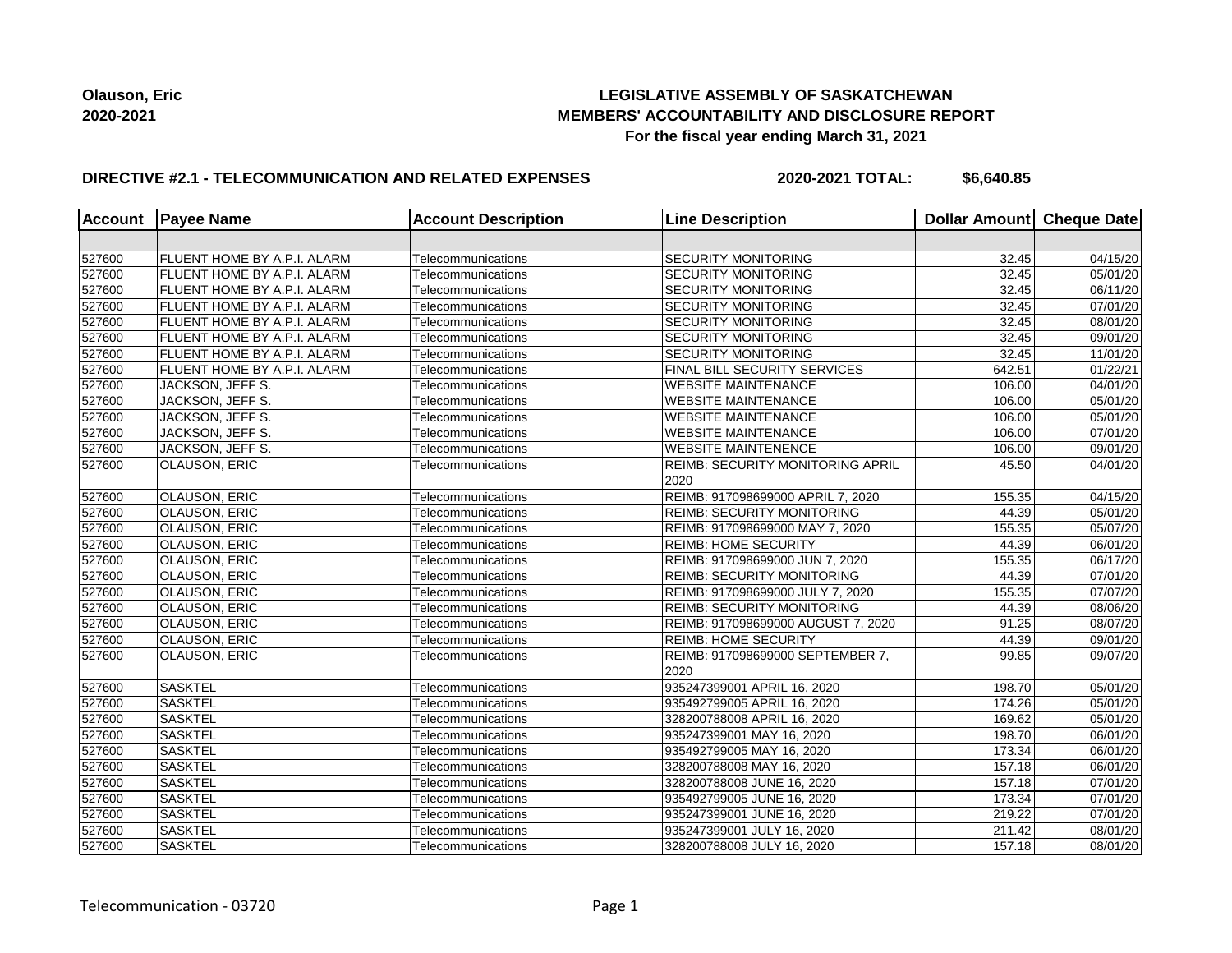**Olauson, Eric**
**2020-2021**

# LEGISLATIVE ASSEMBLY OF SASKATCHEWAN
## MEMBERS' ACCOUNTABILITY AND DISCLOSURE REPORT
### For the fiscal year ending March 31, 2021

**DIRECTIVE #2.1 - TELECOMMUNICATION AND RELATED EXPENSES** **2020-2021 TOTAL: $6,640.85**

| Account | Payee Name | Account Description | Line Description | Dollar Amount | Cheque Date |
|---|---|---|---|---|---|
| | | | | | |
| 527600 | FLUENT HOME BY A.P.I. ALARM | Telecommunications | SECURITY MONITORING | 32.45 | 04/15/20 |
| 527600 | FLUENT HOME BY A.P.I. ALARM | Telecommunications | SECURITY MONITORING | 32.45 | 05/01/20 |
| 527600 | FLUENT HOME BY A.P.I. ALARM | Telecommunications | SECURITY MONITORING | 32.45 | 06/11/20 |
| 527600 | FLUENT HOME BY A.P.I. ALARM | Telecommunications | SECURITY MONITORING | 32.45 | 07/01/20 |
| 527600 | FLUENT HOME BY A.P.I. ALARM | Telecommunications | SECURITY MONITORING | 32.45 | 08/01/20 |
| 527600 | FLUENT HOME BY A.P.I. ALARM | Telecommunications | SECURITY MONITORING | 32.45 | 09/01/20 |
| 527600 | FLUENT HOME BY A.P.I. ALARM | Telecommunications | SECURITY MONITORING | 32.45 | 11/01/20 |
| 527600 | FLUENT HOME BY A.P.I. ALARM | Telecommunications | FINAL BILL SECURITY SERVICES | 642.51 | 01/22/21 |
| 527600 | JACKSON, JEFF S. | Telecommunications | WEBSITE MAINTENANCE | 106.00 | 04/01/20 |
| 527600 | JACKSON, JEFF S. | Telecommunications | WEBSITE MAINTENANCE | 106.00 | 05/01/20 |
| 527600 | JACKSON, JEFF S. | Telecommunications | WEBSITE MAINTENANCE | 106.00 | 05/01/20 |
| 527600 | JACKSON, JEFF S. | Telecommunications | WEBSITE MAINTENANCE | 106.00 | 07/01/20 |
| 527600 | JACKSON, JEFF S. | Telecommunications | WEBSITE MAINTENENCE | 106.00 | 09/01/20 |
| 527600 | OLAUSON, ERIC | Telecommunications | REIMB: SECURITY MONITORING APRIL 2020 | 45.50 | 04/01/20 |
| 527600 | OLAUSON, ERIC | Telecommunications | REIMB: 917098699000 APRIL 7, 2020 | 155.35 | 04/15/20 |
| 527600 | OLAUSON, ERIC | Telecommunications | REIMB: SECURITY MONITORING | 44.39 | 05/01/20 |
| 527600 | OLAUSON, ERIC | Telecommunications | REIMB: 917098699000 MAY 7, 2020 | 155.35 | 05/07/20 |
| 527600 | OLAUSON, ERIC | Telecommunications | REIMB: HOME SECURITY | 44.39 | 06/01/20 |
| 527600 | OLAUSON, ERIC | Telecommunications | REIMB: 917098699000 JUN 7, 2020 | 155.35 | 06/17/20 |
| 527600 | OLAUSON, ERIC | Telecommunications | REIMB: SECURITY MONITORING | 44.39 | 07/01/20 |
| 527600 | OLAUSON, ERIC | Telecommunications | REIMB: 917098699000 JULY 7, 2020 | 155.35 | 07/07/20 |
| 527600 | OLAUSON, ERIC | Telecommunications | REIMB: SECURITY MONITORING | 44.39 | 08/06/20 |
| 527600 | OLAUSON, ERIC | Telecommunications | REIMB: 917098699000 AUGUST 7, 2020 | 91.25 | 08/07/20 |
| 527600 | OLAUSON, ERIC | Telecommunications | REIMB: HOME SECURITY | 44.39 | 09/01/20 |
| 527600 | OLAUSON, ERIC | Telecommunications | REIMB: 917098699000 SEPTEMBER 7, 2020 | 99.85 | 09/07/20 |
| 527600 | SASKTEL | Telecommunications | 935247399001 APRIL 16, 2020 | 198.70 | 05/01/20 |
| 527600 | SASKTEL | Telecommunications | 935492799005 APRIL 16, 2020 | 174.26 | 05/01/20 |
| 527600 | SASKTEL | Telecommunications | 328200788008 APRIL 16, 2020 | 169.62 | 05/01/20 |
| 527600 | SASKTEL | Telecommunications | 935247399001 MAY 16, 2020 | 198.70 | 06/01/20 |
| 527600 | SASKTEL | Telecommunications | 935492799005 MAY 16, 2020 | 173.34 | 06/01/20 |
| 527600 | SASKTEL | Telecommunications | 328200788008 MAY 16, 2020 | 157.18 | 06/01/20 |
| 527600 | SASKTEL | Telecommunications | 328200788008 JUNE 16, 2020 | 157.18 | 07/01/20 |
| 527600 | SASKTEL | Telecommunications | 935492799005 JUNE 16, 2020 | 173.34 | 07/01/20 |
| 527600 | SASKTEL | Telecommunications | 935247399001 JUNE 16, 2020 | 219.22 | 07/01/20 |
| 527600 | SASKTEL | Telecommunications | 935247399001 JULY 16, 2020 | 211.42 | 08/01/20 |
| 527600 | SASKTEL | Telecommunications | 328200788008 JULY 16, 2020 | 157.18 | 08/01/20 |

Telecommunication - 03720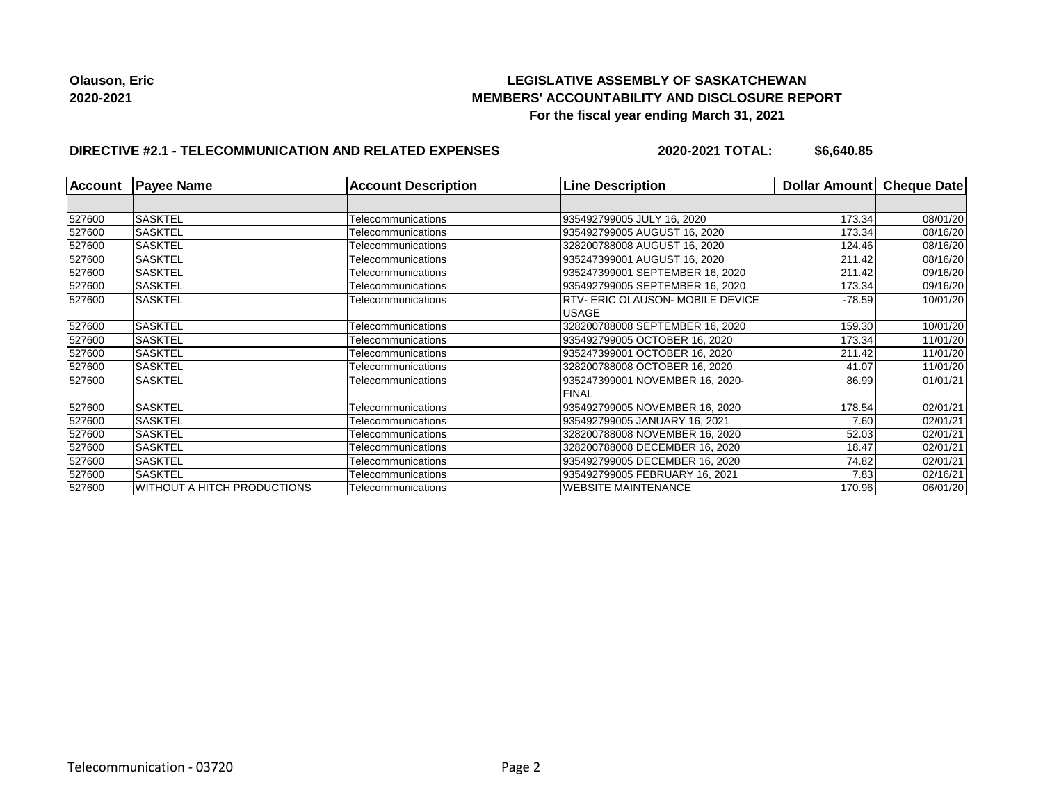Olauson, Eric
2020-2021

**LEGISLATIVE ASSEMBLY OF SASKATCHEWAN**
**MEMBERS' ACCOUNTABILITY AND DISCLOSURE REPORT**
**For the fiscal year ending March 31, 2021**

**DIRECTIVE #2.1 - TELECOMMUNICATION AND RELATED EXPENSES** **2020-2021 TOTAL: $6,640.85**

| Account | Payee Name | Account Description | Line Description | Dollar Amount | Cheque Date |
|---|---|---|---|---|---|
| | | | | | |
| 527600 | SASKTEL | Telecommunications | 935492799005 JULY 16, 2020 | 173.34 | 08/01/20 |
| 527600 | SASKTEL | Telecommunications | 935492799005 AUGUST 16, 2020 | 173.34 | 08/16/20 |
| 527600 | SASKTEL | Telecommunications | 328200788008 AUGUST 16, 2020 | 124.46 | 08/16/20 |
| 527600 | SASKTEL | Telecommunications | 935247399001 AUGUST 16, 2020 | 211.42 | 08/16/20 |
| 527600 | SASKTEL | Telecommunications | 935247399001 SEPTEMBER 16, 2020 | 211.42 | 09/16/20 |
| 527600 | SASKTEL | Telecommunications | 935492799005 SEPTEMBER 16, 2020 | 173.34 | 09/16/20 |
| 527600 | SASKTEL | Telecommunications | RTV- ERIC OLAUSON- MOBILE DEVICE USAGE | -78.59 | 10/01/20 |
| 527600 | SASKTEL | Telecommunications | 328200788008 SEPTEMBER 16, 2020 | 159.30 | 10/01/20 |
| 527600 | SASKTEL | Telecommunications | 935492799005 OCTOBER 16, 2020 | 173.34 | 11/01/20 |
| 527600 | SASKTEL | Telecommunications | 935247399001 OCTOBER 16, 2020 | 211.42 | 11/01/20 |
| 527600 | SASKTEL | Telecommunications | 328200788008 OCTOBER 16, 2020 | 41.07 | 11/01/20 |
| 527600 | SASKTEL | Telecommunications | 935247399001 NOVEMBER 16, 2020-FINAL | 86.99 | 01/01/21 |
| 527600 | SASKTEL | Telecommunications | 935492799005 NOVEMBER 16, 2020 | 178.54 | 02/01/21 |
| 527600 | SASKTEL | Telecommunications | 935492799005 JANUARY 16, 2021 | 7.60 | 02/01/21 |
| 527600 | SASKTEL | Telecommunications | 328200788008 NOVEMBER 16, 2020 | 52.03 | 02/01/21 |
| 527600 | SASKTEL | Telecommunications | 328200788008 DECEMBER 16, 2020 | 18.47 | 02/01/21 |
| 527600 | SASKTEL | Telecommunications | 935492799005 DECEMBER 16, 2020 | 74.82 | 02/01/21 |
| 527600 | SASKTEL | Telecommunications | 935492799005 FEBRUARY 16, 2021 | 7.83 | 02/16/21 |
| 527600 | WITHOUT A HITCH PRODUCTIONS | Telecommunications | WEBSITE MAINTENANCE | 170.96 | 06/01/20 |

Telecommunication - 03720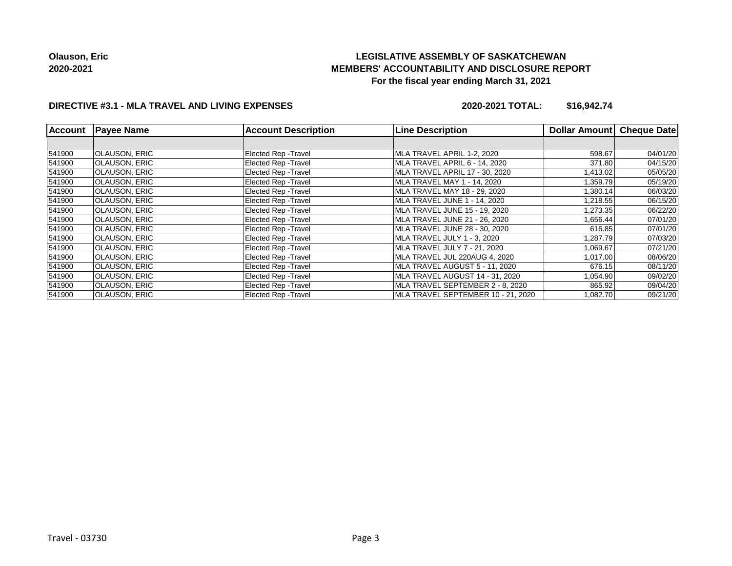**Olauson, Eric**
**2020-2021**

# LEGISLATIVE ASSEMBLY OF SASKATCHEWAN
## MEMBERS' ACCOUNTABILITY AND DISCLOSURE REPORT
### For the fiscal year ending March 31, 2021

**DIRECTIVE #3.1 - MLA TRAVEL AND LIVING EXPENSES** **2020-2021 TOTAL: $16,942.74**

| Account | Payee Name | Account Description | Line Description | Dollar Amount | Cheque Date |
|---|---|---|---|---|---|
| | | | | | |
| 541900 | OLAUSON, ERIC | Elected Rep -Travel | MLA TRAVEL APRIL 1-2, 2020 | 598.67 | 04/01/20 |
| 541900 | OLAUSON, ERIC | Elected Rep -Travel | MLA TRAVEL APRIL 6 - 14, 2020 | 371.80 | 04/15/20 |
| 541900 | OLAUSON, ERIC | Elected Rep -Travel | MLA TRAVEL APRIL 17 - 30, 2020 | 1,413.02 | 05/05/20 |
| 541900 | OLAUSON, ERIC | Elected Rep -Travel | MLA TRAVEL MAY 1 - 14, 2020 | 1,359.79 | 05/19/20 |
| 541900 | OLAUSON, ERIC | Elected Rep -Travel | MLA TRAVEL MAY 18 - 29, 2020 | 1,380.14 | 06/03/20 |
| 541900 | OLAUSON, ERIC | Elected Rep -Travel | MLA TRAVEL JUNE 1 - 14, 2020 | 1,218.55 | 06/15/20 |
| 541900 | OLAUSON, ERIC | Elected Rep -Travel | MLA TRAVEL JUNE 15 - 19, 2020 | 1,273.35 | 06/22/20 |
| 541900 | OLAUSON, ERIC | Elected Rep -Travel | MLA TRAVEL JUNE 21 - 26, 2020 | 1,656.44 | 07/01/20 |
| 541900 | OLAUSON, ERIC | Elected Rep -Travel | MLA TRAVEL JUNE 28 - 30, 2020 | 616.85 | 07/01/20 |
| 541900 | OLAUSON, ERIC | Elected Rep -Travel | MLA TRAVEL JULY 1 - 3, 2020 | 1,287.79 | 07/03/20 |
| 541900 | OLAUSON, ERIC | Elected Rep -Travel | MLA TRAVEL JULY 7 - 21, 2020 | 1,069.67 | 07/21/20 |
| 541900 | OLAUSON, ERIC | Elected Rep -Travel | MLA TRAVEL JUL 220AUG 4, 2020 | 1,017.00 | 08/06/20 |
| 541900 | OLAUSON, ERIC | Elected Rep -Travel | MLA TRAVEL AUGUST 5 - 11, 2020 | 676.15 | 08/11/20 |
| 541900 | OLAUSON, ERIC | Elected Rep -Travel | MLA TRAVEL AUGUST 14 - 31, 2020 | 1,054.90 | 09/02/20 |
| 541900 | OLAUSON, ERIC | Elected Rep -Travel | MLA TRAVEL SEPTEMBER 2 - 8, 2020 | 865.92 | 09/04/20 |
| 541900 | OLAUSON, ERIC | Elected Rep -Travel | MLA TRAVEL SEPTEMBER 10 - 21, 2020 | 1,082.70 | 09/21/20 |

Travel - 03730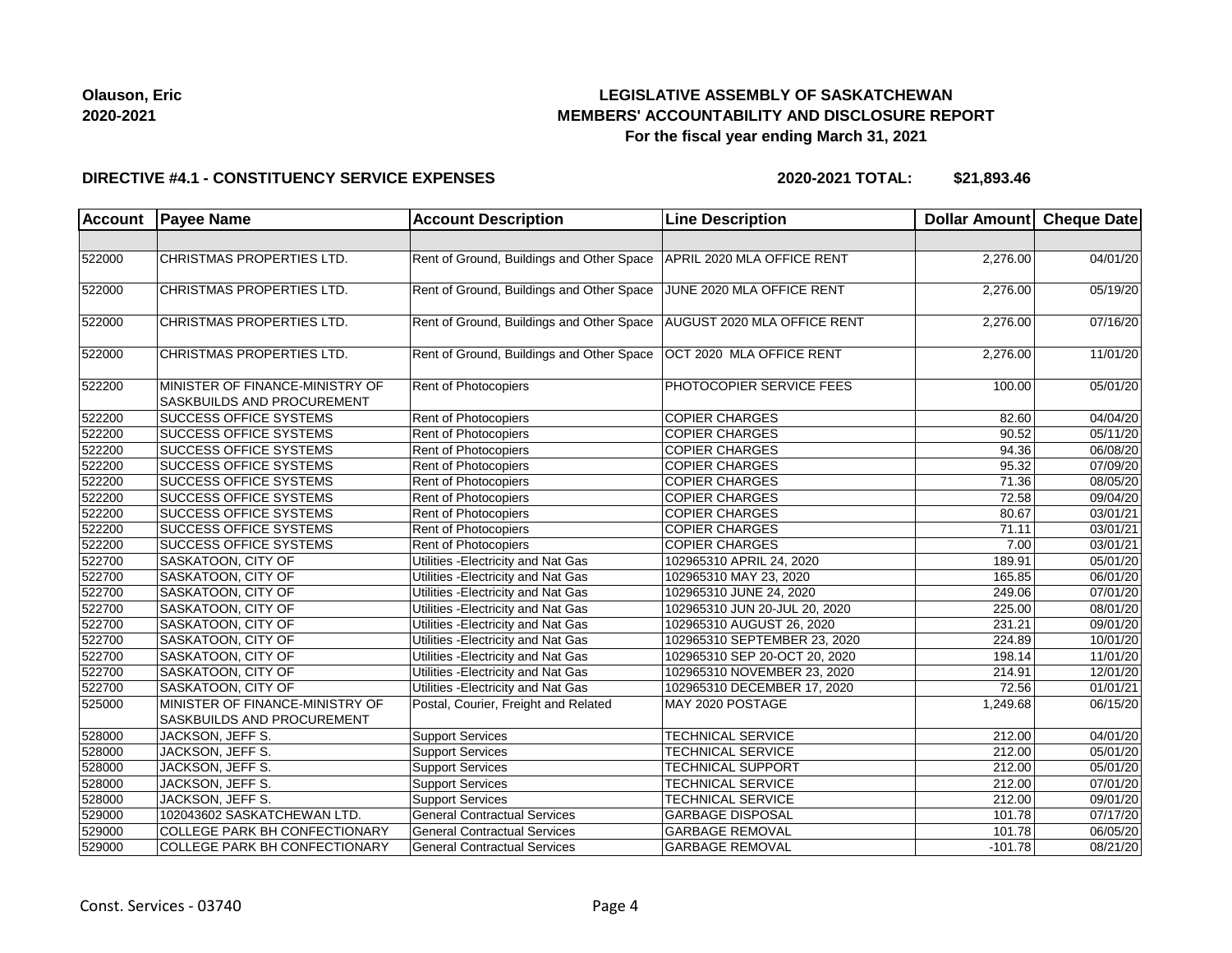**Olauson, Eric**
**2020-2021**

# LEGISLATIVE ASSEMBLY OF SASKATCHEWAN
## MEMBERS' ACCOUNTABILITY AND DISCLOSURE REPORT
### For the fiscal year ending March 31, 2021

**DIRECTIVE #4.1 - CONSTITUENCY SERVICE EXPENSES** **2020-2021 TOTAL: $21,893.46**

| Account | Payee Name | Account Description | Line Description | Dollar Amount | Cheque Date |
|---|---|---|---|---|---|
| | | | | | |
| 522000 | CHRISTMAS PROPERTIES LTD. | Rent of Ground, Buildings and Other Space | APRIL 2020 MLA OFFICE RENT | 2,276.00 | 04/01/20 |
| 522000 | CHRISTMAS PROPERTIES LTD. | Rent of Ground, Buildings and Other Space | JUNE 2020 MLA OFFICE RENT | 2,276.00 | 05/19/20 |
| 522000 | CHRISTMAS PROPERTIES LTD. | Rent of Ground, Buildings and Other Space | AUGUST 2020 MLA OFFICE RENT | 2,276.00 | 07/16/20 |
| 522000 | CHRISTMAS PROPERTIES LTD. | Rent of Ground, Buildings and Other Space | OCT 2020 MLA OFFICE RENT | 2,276.00 | 11/01/20 |
| 522200 | MINISTER OF FINANCE-MINISTRY OF SASKBUILDS AND PROCUREMENT | Rent of Photocopiers | PHOTOCOPIER SERVICE FEES | 100.00 | 05/01/20 |
| 522200 | SUCCESS OFFICE SYSTEMS | Rent of Photocopiers | COPIER CHARGES | 82.60 | 04/04/20 |
| 522200 | SUCCESS OFFICE SYSTEMS | Rent of Photocopiers | COPIER CHARGES | 90.52 | 05/11/20 |
| 522200 | SUCCESS OFFICE SYSTEMS | Rent of Photocopiers | COPIER CHARGES | 94.36 | 06/08/20 |
| 522200 | SUCCESS OFFICE SYSTEMS | Rent of Photocopiers | COPIER CHARGES | 95.32 | 07/09/20 |
| 522200 | SUCCESS OFFICE SYSTEMS | Rent of Photocopiers | COPIER CHARGES | 71.36 | 08/05/20 |
| 522200 | SUCCESS OFFICE SYSTEMS | Rent of Photocopiers | COPIER CHARGES | 72.58 | 09/04/20 |
| 522200 | SUCCESS OFFICE SYSTEMS | Rent of Photocopiers | COPIER CHARGES | 80.67 | 03/01/21 |
| 522200 | SUCCESS OFFICE SYSTEMS | Rent of Photocopiers | COPIER CHARGES | 71.11 | 03/01/21 |
| 522200 | SUCCESS OFFICE SYSTEMS | Rent of Photocopiers | COPIER CHARGES | 7.00 | 03/01/21 |
| 522700 | SASKATOON, CITY OF | Utilities -Electricity and Nat Gas | 102965310 APRIL 24, 2020 | 189.91 | 05/01/20 |
| 522700 | SASKATOON, CITY OF | Utilities -Electricity and Nat Gas | 102965310 MAY 23, 2020 | 165.85 | 06/01/20 |
| 522700 | SASKATOON, CITY OF | Utilities -Electricity and Nat Gas | 102965310 JUNE 24, 2020 | 249.06 | 07/01/20 |
| 522700 | SASKATOON, CITY OF | Utilities -Electricity and Nat Gas | 102965310 JUN 20-JUL 20, 2020 | 225.00 | 08/01/20 |
| 522700 | SASKATOON, CITY OF | Utilities -Electricity and Nat Gas | 102965310 AUGUST 26, 2020 | 231.21 | 09/01/20 |
| 522700 | SASKATOON, CITY OF | Utilities -Electricity and Nat Gas | 102965310 SEPTEMBER 23, 2020 | 224.89 | 10/01/20 |
| 522700 | SASKATOON, CITY OF | Utilities -Electricity and Nat Gas | 102965310 SEP 20-OCT 20, 2020 | 198.14 | 11/01/20 |
| 522700 | SASKATOON, CITY OF | Utilities -Electricity and Nat Gas | 102965310 NOVEMBER 23, 2020 | 214.91 | 12/01/20 |
| 522700 | SASKATOON, CITY OF | Utilities -Electricity and Nat Gas | 102965310 DECEMBER 17, 2020 | 72.56 | 01/01/21 |
| 525000 | MINISTER OF FINANCE-MINISTRY OF SASKBUILDS AND PROCUREMENT | Postal, Courier, Freight and Related | MAY 2020 POSTAGE | 1,249.68 | 06/15/20 |
| 528000 | JACKSON, JEFF S. | Support Services | TECHNICAL SERVICE | 212.00 | 04/01/20 |
| 528000 | JACKSON, JEFF S. | Support Services | TECHNICAL SERVICE | 212.00 | 05/01/20 |
| 528000 | JACKSON, JEFF S. | Support Services | TECHNICAL SUPPORT | 212.00 | 05/01/20 |
| 528000 | JACKSON, JEFF S. | Support Services | TECHNICAL SERVICE | 212.00 | 07/01/20 |
| 528000 | JACKSON, JEFF S. | Support Services | TECHNICAL SERVICE | 212.00 | 09/01/20 |
| 529000 | 102043602 SASKATCHEWAN LTD. | General Contractual Services | GARBAGE DISPOSAL | 101.78 | 07/17/20 |
| 529000 | COLLEGE PARK BH CONFECTIONARY | General Contractual Services | GARBAGE REMOVAL | 101.78 | 06/05/20 |
| 529000 | COLLEGE PARK BH CONFECTIONARY | General Contractual Services | GARBAGE REMOVAL | -101.78 | 08/21/20 |

Const. Services - 03740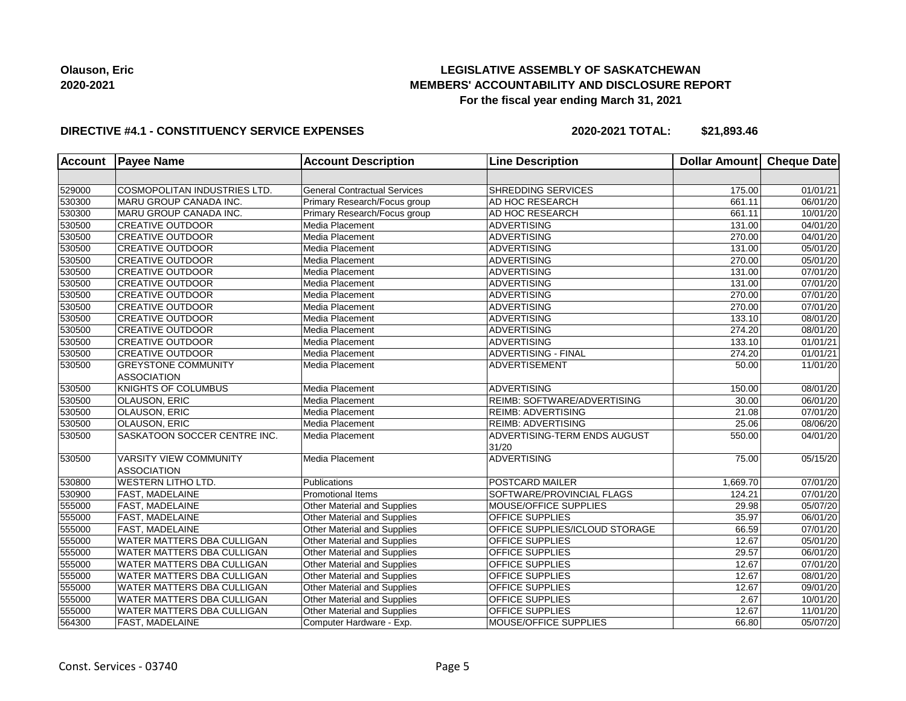**Olauson, Eric**
**2020-2021**

# LEGISLATIVE ASSEMBLY OF SASKATCHEWAN
## MEMBERS' ACCOUNTABILITY AND DISCLOSURE REPORT
### For the fiscal year ending March 31, 2021

**DIRECTIVE #4.1 - CONSTITUENCY SERVICE EXPENSES** **2020-2021 TOTAL: $21,893.46**

| Account | Payee Name | Account Description | Line Description | Dollar Amount | Cheque Date |
|---|---|---|---|---|---|
| | | | | | |
| 529000 | COSMOPOLITAN INDUSTRIES LTD. | General Contractual Services | SHREDDING SERVICES | 175.00 | 01/01/21 |
| 530300 | MARU GROUP CANADA INC. | Primary Research/Focus group | AD HOC RESEARCH | 661.11 | 06/01/20 |
| 530300 | MARU GROUP CANADA INC. | Primary Research/Focus group | AD HOC RESEARCH | 661.11 | 10/01/20 |
| 530500 | CREATIVE OUTDOOR | Media Placement | ADVERTISING | 131.00 | 04/01/20 |
| 530500 | CREATIVE OUTDOOR | Media Placement | ADVERTISING | 270.00 | 04/01/20 |
| 530500 | CREATIVE OUTDOOR | Media Placement | ADVERTISING | 131.00 | 05/01/20 |
| 530500 | CREATIVE OUTDOOR | Media Placement | ADVERTISING | 270.00 | 05/01/20 |
| 530500 | CREATIVE OUTDOOR | Media Placement | ADVERTISING | 131.00 | 07/01/20 |
| 530500 | CREATIVE OUTDOOR | Media Placement | ADVERTISING | 131.00 | 07/01/20 |
| 530500 | CREATIVE OUTDOOR | Media Placement | ADVERTISING | 270.00 | 07/01/20 |
| 530500 | CREATIVE OUTDOOR | Media Placement | ADVERTISING | 270.00 | 07/01/20 |
| 530500 | CREATIVE OUTDOOR | Media Placement | ADVERTISING | 133.10 | 08/01/20 |
| 530500 | CREATIVE OUTDOOR | Media Placement | ADVERTISING | 274.20 | 08/01/20 |
| 530500 | CREATIVE OUTDOOR | Media Placement | ADVERTISING | 133.10 | 01/01/21 |
| 530500 | CREATIVE OUTDOOR | Media Placement | ADVERTISING - FINAL | 274.20 | 01/01/21 |
| 530500 | GREYSTONE COMMUNITY ASSOCIATION | Media Placement | ADVERTISEMENT | 50.00 | 11/01/20 |
| 530500 | KNIGHTS OF COLUMBUS | Media Placement | ADVERTISING | 150.00 | 08/01/20 |
| 530500 | OLAUSON, ERIC | Media Placement | REIMB: SOFTWARE/ADVERTISING | 30.00 | 06/01/20 |
| 530500 | OLAUSON, ERIC | Media Placement | REIMB: ADVERTISING | 21.08 | 07/01/20 |
| 530500 | OLAUSON, ERIC | Media Placement | REIMB: ADVERTISING | 25.06 | 08/06/20 |
| 530500 | SASKATOON SOCCER CENTRE INC. | Media Placement | ADVERTISING-TERM ENDS AUGUST 31/20 | 550.00 | 04/01/20 |
| 530500 | VARSITY VIEW COMMUNITY ASSOCIATION | Media Placement | ADVERTISING | 75.00 | 05/15/20 |
| 530800 | WESTERN LITHO LTD. | Publications | POSTCARD MAILER | 1,669.70 | 07/01/20 |
| 530900 | FAST, MADELAINE | Promotional Items | SOFTWARE/PROVINCIAL FLAGS | 124.21 | 07/01/20 |
| 555000 | FAST, MADELAINE | Other Material and Supplies | MOUSE/OFFICE SUPPLIES | 29.98 | 05/07/20 |
| 555000 | FAST, MADELAINE | Other Material and Supplies | OFFICE SUPPLIES | 35.97 | 06/01/20 |
| 555000 | FAST, MADELAINE | Other Material and Supplies | OFFICE SUPPLIES/ICLOUD STORAGE | 66.59 | 07/01/20 |
| 555000 | WATER MATTERS DBA CULLIGAN | Other Material and Supplies | OFFICE SUPPLIES | 12.67 | 05/01/20 |
| 555000 | WATER MATTERS DBA CULLIGAN | Other Material and Supplies | OFFICE SUPPLIES | 29.57 | 06/01/20 |
| 555000 | WATER MATTERS DBA CULLIGAN | Other Material and Supplies | OFFICE SUPPLIES | 12.67 | 07/01/20 |
| 555000 | WATER MATTERS DBA CULLIGAN | Other Material and Supplies | OFFICE SUPPLIES | 12.67 | 08/01/20 |
| 555000 | WATER MATTERS DBA CULLIGAN | Other Material and Supplies | OFFICE SUPPLIES | 12.67 | 09/01/20 |
| 555000 | WATER MATTERS DBA CULLIGAN | Other Material and Supplies | OFFICE SUPPLIES | 2.67 | 10/01/20 |
| 555000 | WATER MATTERS DBA CULLIGAN | Other Material and Supplies | OFFICE SUPPLIES | 12.67 | 11/01/20 |
| 564300 | FAST, MADELAINE | Computer Hardware - Exp. | MOUSE/OFFICE SUPPLIES | 66.80 | 05/07/20 |

Const. Services - 03740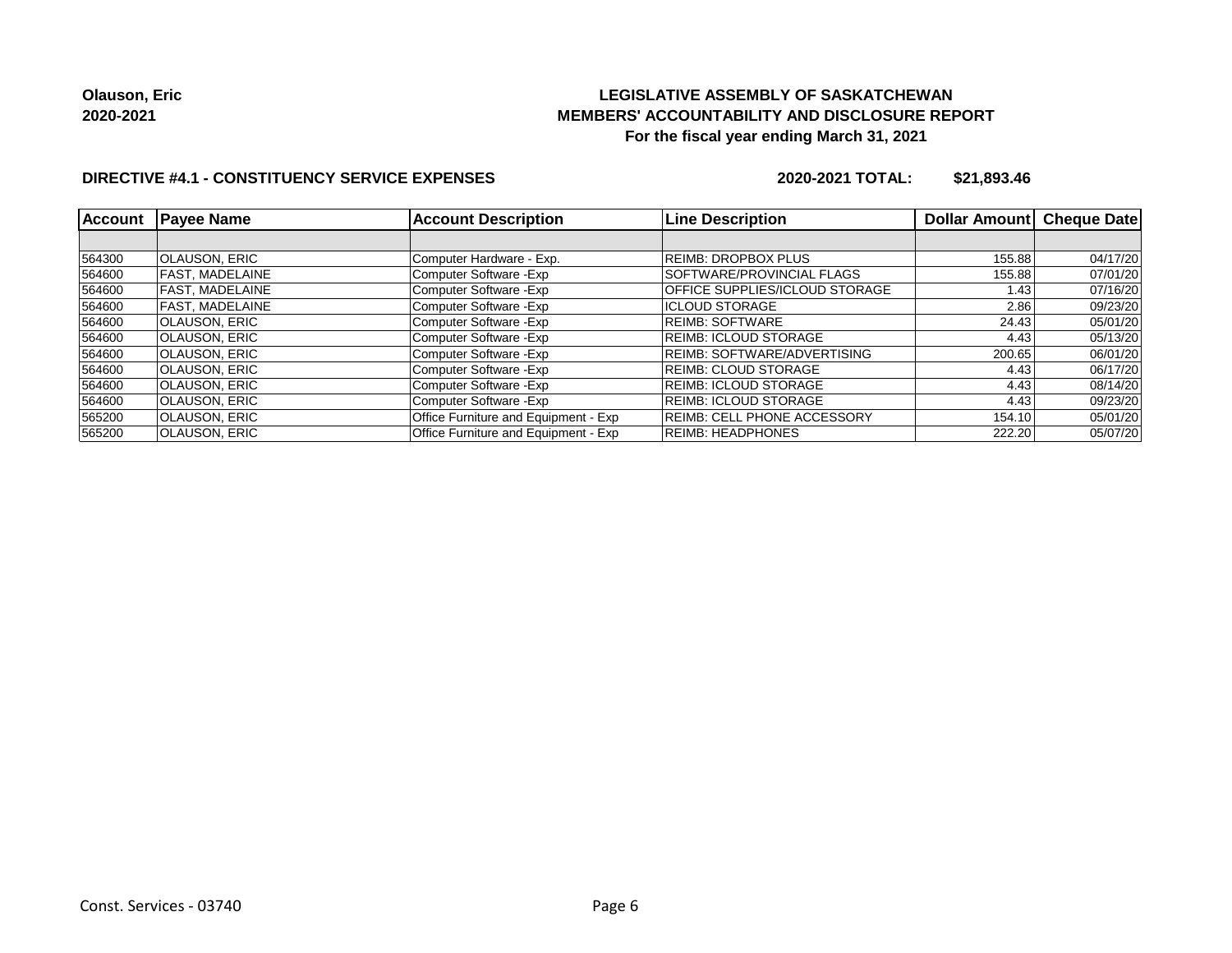**Olauson, Eric**
**2020-2021**

# LEGISLATIVE ASSEMBLY OF SASKATCHEWAN
## MEMBERS' ACCOUNTABILITY AND DISCLOSURE REPORT
### For the fiscal year ending March 31, 2021

**DIRECTIVE #4.1 - CONSTITUENCY SERVICE EXPENSES** **2020-2021 TOTAL: $21,893.46**

| Account | Payee Name | Account Description | Line Description | Dollar Amount | Cheque Date |
|---|---|---|---|---|---|
| | | | | | |
| 564300 | OLAUSON, ERIC | Computer Hardware - Exp. | REIMB: DROPBOX PLUS | 155.88 | 04/17/20 |
| 564600 | FAST, MADELAINE | Computer Software -Exp | SOFTWARE/PROVINCIAL FLAGS | 155.88 | 07/01/20 |
| 564600 | FAST, MADELAINE | Computer Software -Exp | OFFICE SUPPLIES/ICLOUD STORAGE | 1.43 | 07/16/20 |
| 564600 | FAST, MADELAINE | Computer Software -Exp | ICLOUD STORAGE | 2.86 | 09/23/20 |
| 564600 | OLAUSON, ERIC | Computer Software -Exp | REIMB: SOFTWARE | 24.43 | 05/01/20 |
| 564600 | OLAUSON, ERIC | Computer Software -Exp | REIMB: ICLOUD STORAGE | 4.43 | 05/13/20 |
| 564600 | OLAUSON, ERIC | Computer Software -Exp | REIMB: SOFTWARE/ADVERTISING | 200.65 | 06/01/20 |
| 564600 | OLAUSON, ERIC | Computer Software -Exp | REIMB: CLOUD STORAGE | 4.43 | 06/17/20 |
| 564600 | OLAUSON, ERIC | Computer Software -Exp | REIMB: ICLOUD STORAGE | 4.43 | 08/14/20 |
| 564600 | OLAUSON, ERIC | Computer Software -Exp | REIMB: ICLOUD STORAGE | 4.43 | 09/23/20 |
| 565200 | OLAUSON, ERIC | Office Furniture and Equipment - Exp | REIMB: CELL PHONE ACCESSORY | 154.10 | 05/01/20 |
| 565200 | OLAUSON, ERIC | Office Furniture and Equipment - Exp | REIMB: HEADPHONES | 222.20 | 05/07/20 |

Const. Services - 03740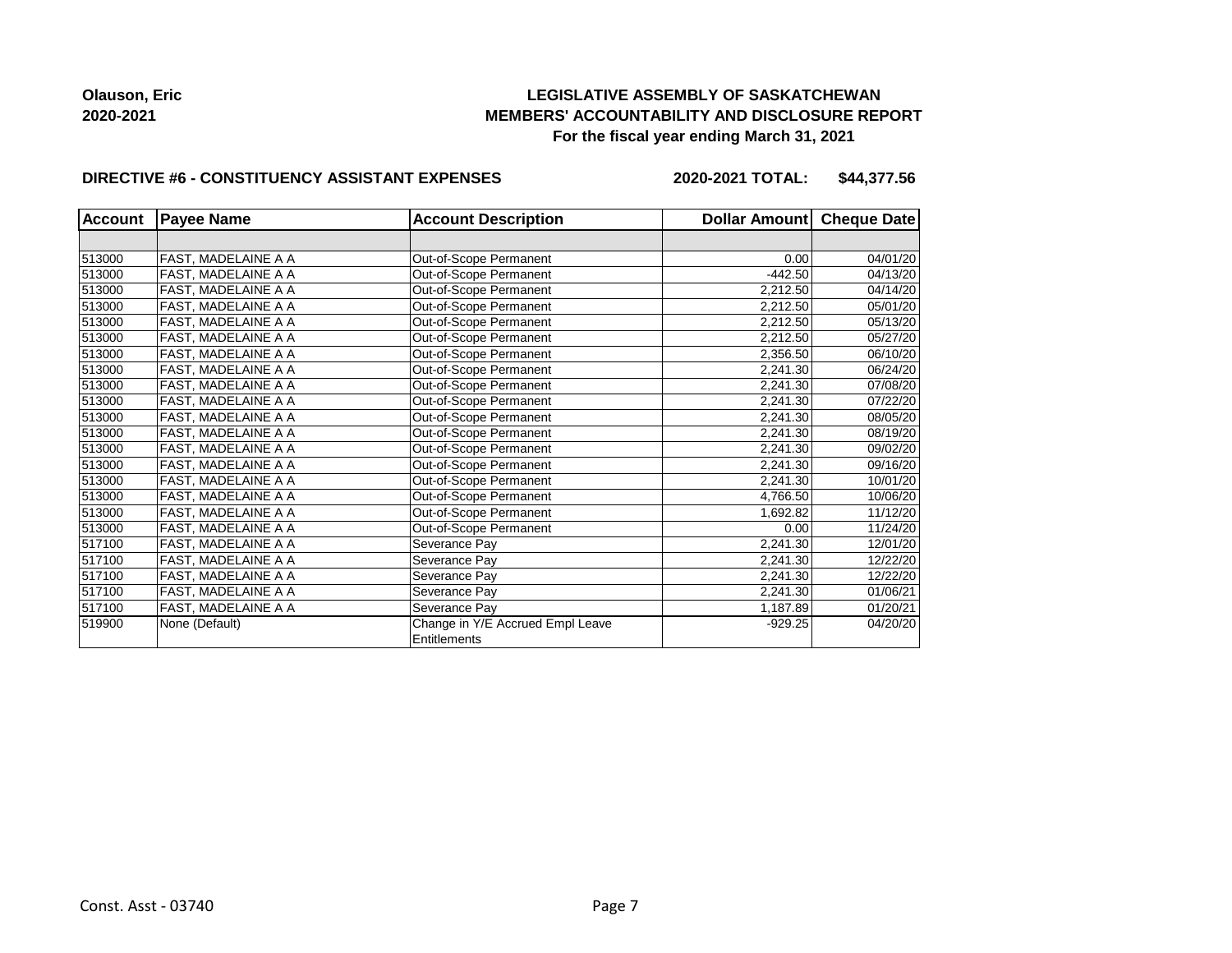**Olauson, Eric**
**2020-2021**

**LEGISLATIVE ASSEMBLY OF SASKATCHEWAN**
**MEMBERS' ACCOUNTABILITY AND DISCLOSURE REPORT**
**For the fiscal year ending March 31, 2021**

**DIRECTIVE #6 - CONSTITUENCY ASSISTANT EXPENSES** **2020-2021 TOTAL: $44,377.56**

| Account | Payee Name | Account Description | Dollar Amount | Cheque Date |
|---|---|---|---|---|
| | | | | |
| 513000 | FAST, MADELAINE A A | Out-of-Scope Permanent | 0.00 | 04/01/20 |
| 513000 | FAST, MADELAINE A A | Out-of-Scope Permanent | -442.50 | 04/13/20 |
| 513000 | FAST, MADELAINE A A | Out-of-Scope Permanent | 2,212.50 | 04/14/20 |
| 513000 | FAST, MADELAINE A A | Out-of-Scope Permanent | 2,212.50 | 05/01/20 |
| 513000 | FAST, MADELAINE A A | Out-of-Scope Permanent | 2,212.50 | 05/13/20 |
| 513000 | FAST, MADELAINE A A | Out-of-Scope Permanent | 2,212.50 | 05/27/20 |
| 513000 | FAST, MADELAINE A A | Out-of-Scope Permanent | 2,356.50 | 06/10/20 |
| 513000 | FAST, MADELAINE A A | Out-of-Scope Permanent | 2,241.30 | 06/24/20 |
| 513000 | FAST, MADELAINE A A | Out-of-Scope Permanent | 2,241.30 | 07/08/20 |
| 513000 | FAST, MADELAINE A A | Out-of-Scope Permanent | 2,241.30 | 07/22/20 |
| 513000 | FAST, MADELAINE A A | Out-of-Scope Permanent | 2,241.30 | 08/05/20 |
| 513000 | FAST, MADELAINE A A | Out-of-Scope Permanent | 2,241.30 | 08/19/20 |
| 513000 | FAST, MADELAINE A A | Out-of-Scope Permanent | 2,241.30 | 09/02/20 |
| 513000 | FAST, MADELAINE A A | Out-of-Scope Permanent | 2,241.30 | 09/16/20 |
| 513000 | FAST, MADELAINE A A | Out-of-Scope Permanent | 2,241.30 | 10/01/20 |
| 513000 | FAST, MADELAINE A A | Out-of-Scope Permanent | 4,766.50 | 10/06/20 |
| 513000 | FAST, MADELAINE A A | Out-of-Scope Permanent | 1,692.82 | 11/12/20 |
| 513000 | FAST, MADELAINE A A | Out-of-Scope Permanent | 0.00 | 11/24/20 |
| 517100 | FAST, MADELAINE A A | Severance Pay | 2,241.30 | 12/01/20 |
| 517100 | FAST, MADELAINE A A | Severance Pay | 2,241.30 | 12/22/20 |
| 517100 | FAST, MADELAINE A A | Severance Pay | 2,241.30 | 12/22/20 |
| 517100 | FAST, MADELAINE A A | Severance Pay | 2,241.30 | 01/06/21 |
| 517100 | FAST, MADELAINE A A | Severance Pay | 1,187.89 | 01/20/21 |
| 519900 | None (Default) | Change in Y/E Accrued Empl Leave Entitlements | -929.25 | 04/20/20 |

Const. Asst - 03740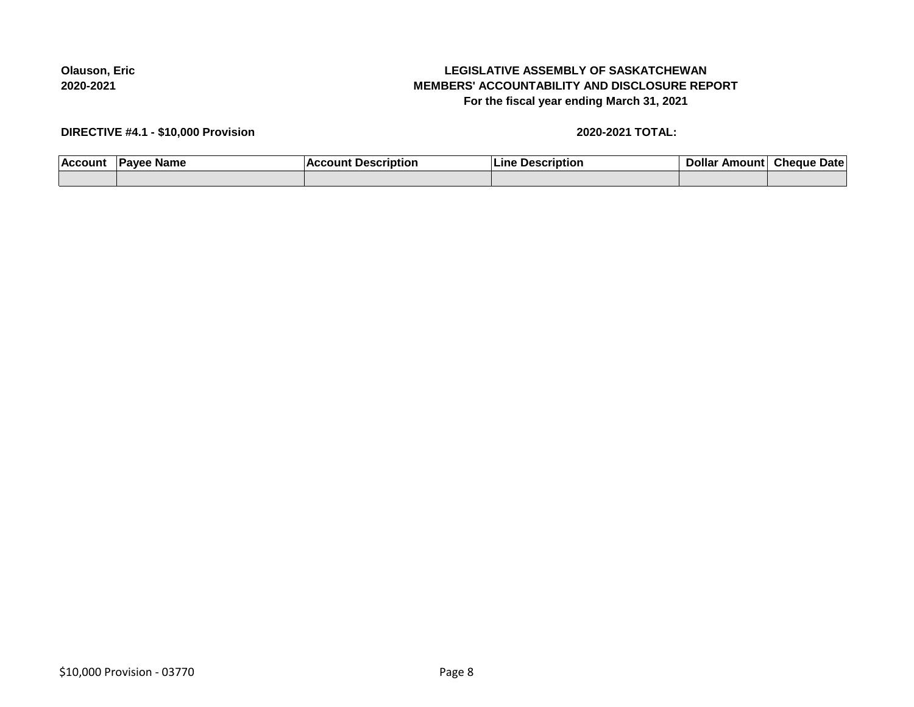**Olauson, Eric**
**2020-2021**

**LEGISLATIVE ASSEMBLY OF SASKATCHEWAN**
**MEMBERS' ACCOUNTABILITY AND DISCLOSURE REPORT**
**For the fiscal year ending March 31, 2021**

**DIRECTIVE #4.1 - $10,000 Provision**

**2020-2021 TOTAL:**

| Account | Payee Name | Account Description | Line Description | Dollar Amount | Cheque Date |
|---|---|---|---|---|---|
| | | | | | |

$10,000 Provision - 03770